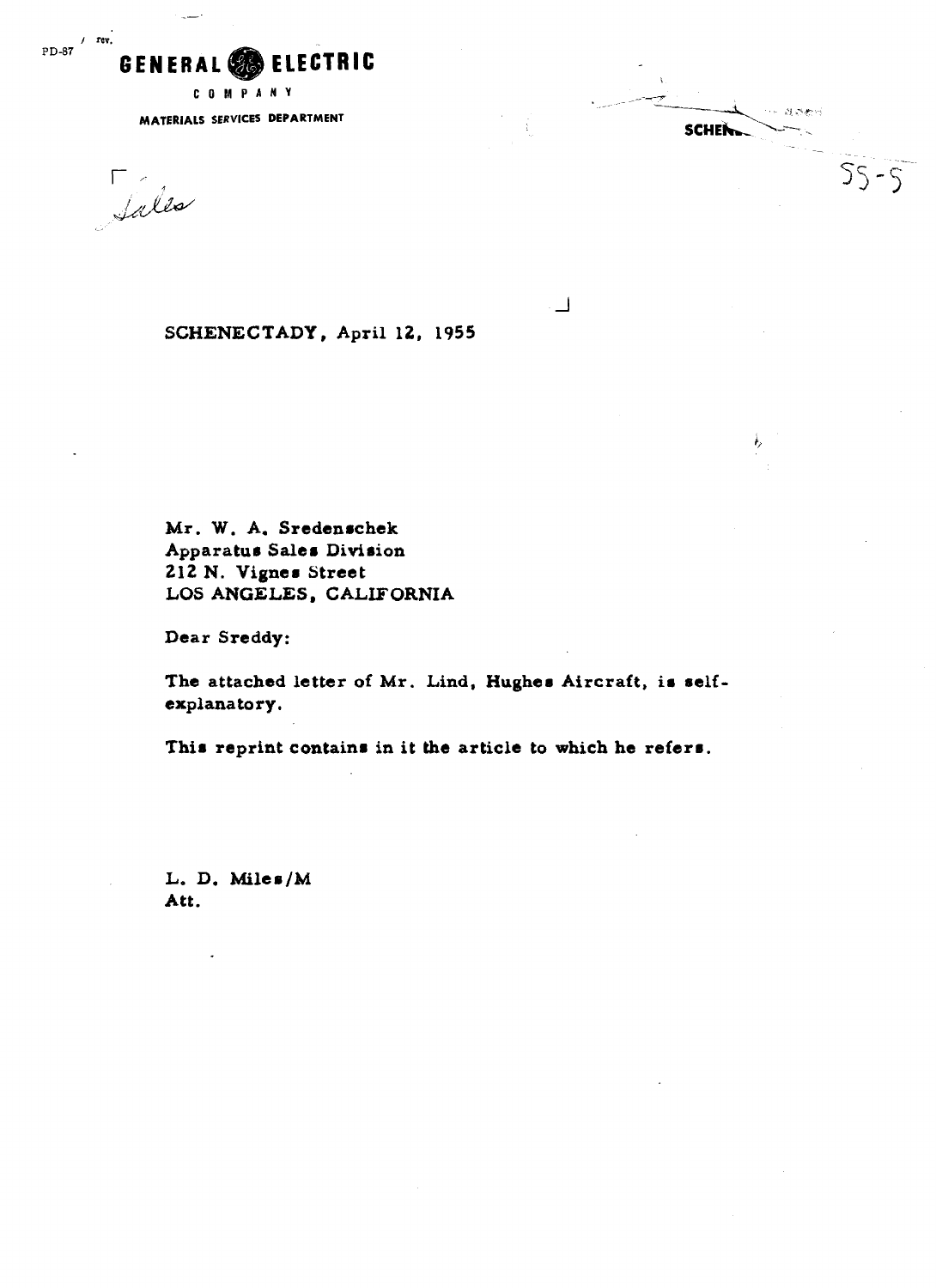PD-87 / rev.

**GENERAL ELECTRIC**

COMPANY

MATERIALS SERVICES DEPARTMENT

Sales

SCHEN...

55-5

SCHENECTADY, April 12, 1955

Mr. W. A. Sredenschek
Apparatus Sales Division
212 N. Vignes Street
LOS ANGELES, CALIFORNIA

Dear Sreddy:

The attached letter of Mr. Lind, Hughes Aircraft, is self-explanatory.

This reprint contains in it the article to which he refers.

L. D. Miles/M
Att.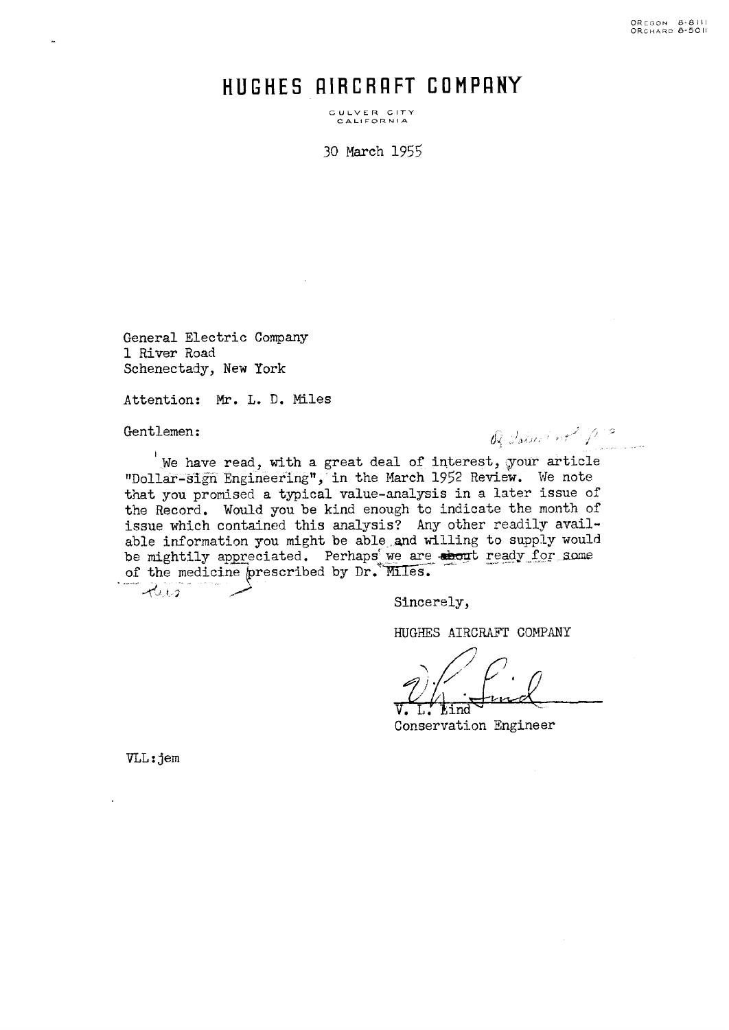OREGON 8-8111
ORCHARD 8-5011

# HUGHES AIRCRAFT COMPANY

CULVER CITY
CALIFORNIA

30 March 1955

General Electric Company
1 River Road
Schenectady, New York

Attention: Mr. L. D. Miles

Gentlemen:

We have read, with a great deal of interest, your article "Dollar-sign Engineering", in the March 1952 Review. We note that you promised a typical value-analysis in a later issue of the Record. Would you be kind enough to indicate the month of issue which contained this analysis? Any other readily available information you might be able and willing to supply would be mightily appreciated. Perhaps we are ~~about~~ ready for some of the medicine prescribed by Dr. Miles.

Sincerely,

HUGHES AIRCRAFT COMPANY

V. L. Lind
Conservation Engineer

VLL:jem